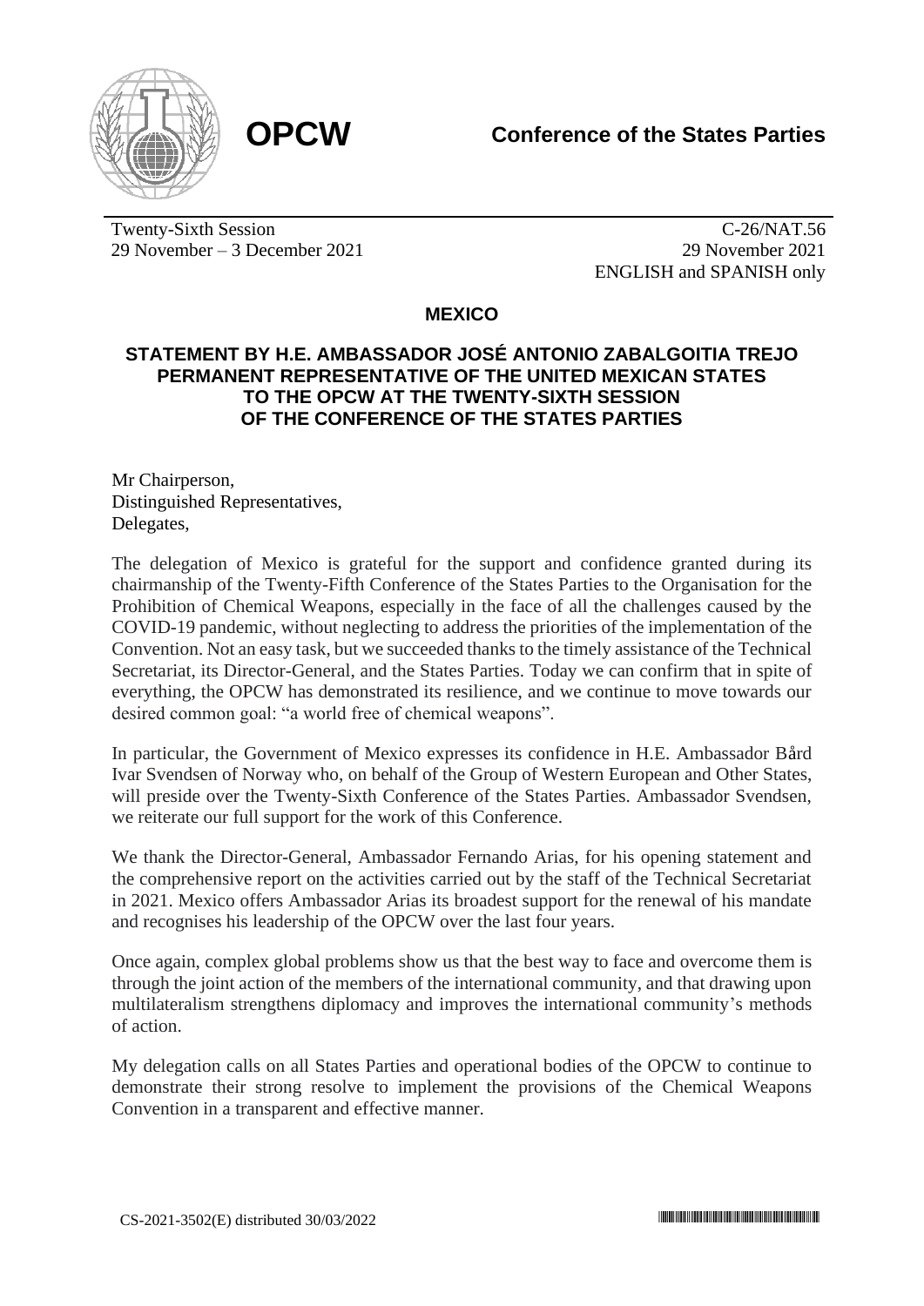**OPCW** **Conference of the States Parties**

Twenty-Sixth Session
29 November – 3 December 2021

C-26/NAT.56
29 November 2021
ENGLISH and SPANISH only

## MEXICO

## STATEMENT BY H.E. AMBASSADOR JOSÉ ANTONIO ZABALGOITIA TREJO PERMANENT REPRESENTATIVE OF THE UNITED MEXICAN STATES TO THE OPCW AT THE TWENTY-SIXTH SESSION OF THE CONFERENCE OF THE STATES PARTIES

Mr Chairperson,
Distinguished Representatives,
Delegates,

The delegation of Mexico is grateful for the support and confidence granted during its chairmanship of the Twenty-Fifth Conference of the States Parties to the Organisation for the Prohibition of Chemical Weapons, especially in the face of all the challenges caused by the COVID-19 pandemic, without neglecting to address the priorities of the implementation of the Convention. Not an easy task, but we succeeded thanks to the timely assistance of the Technical Secretariat, its Director-General, and the States Parties. Today we can confirm that in spite of everything, the OPCW has demonstrated its resilience, and we continue to move towards our desired common goal: "a world free of chemical weapons".

In particular, the Government of Mexico expresses its confidence in H.E. Ambassador Bård Ivar Svendsen of Norway who, on behalf of the Group of Western European and Other States, will preside over the Twenty-Sixth Conference of the States Parties. Ambassador Svendsen, we reiterate our full support for the work of this Conference.

We thank the Director-General, Ambassador Fernando Arias, for his opening statement and the comprehensive report on the activities carried out by the staff of the Technical Secretariat in 2021. Mexico offers Ambassador Arias its broadest support for the renewal of his mandate and recognises his leadership of the OPCW over the last four years.

Once again, complex global problems show us that the best way to face and overcome them is through the joint action of the members of the international community, and that drawing upon multilateralism strengthens diplomacy and improves the international community's methods of action.

My delegation calls on all States Parties and operational bodies of the OPCW to continue to demonstrate their strong resolve to implement the provisions of the Chemical Weapons Convention in a transparent and effective manner.

CS-2021-3502(E) distributed 30/03/2022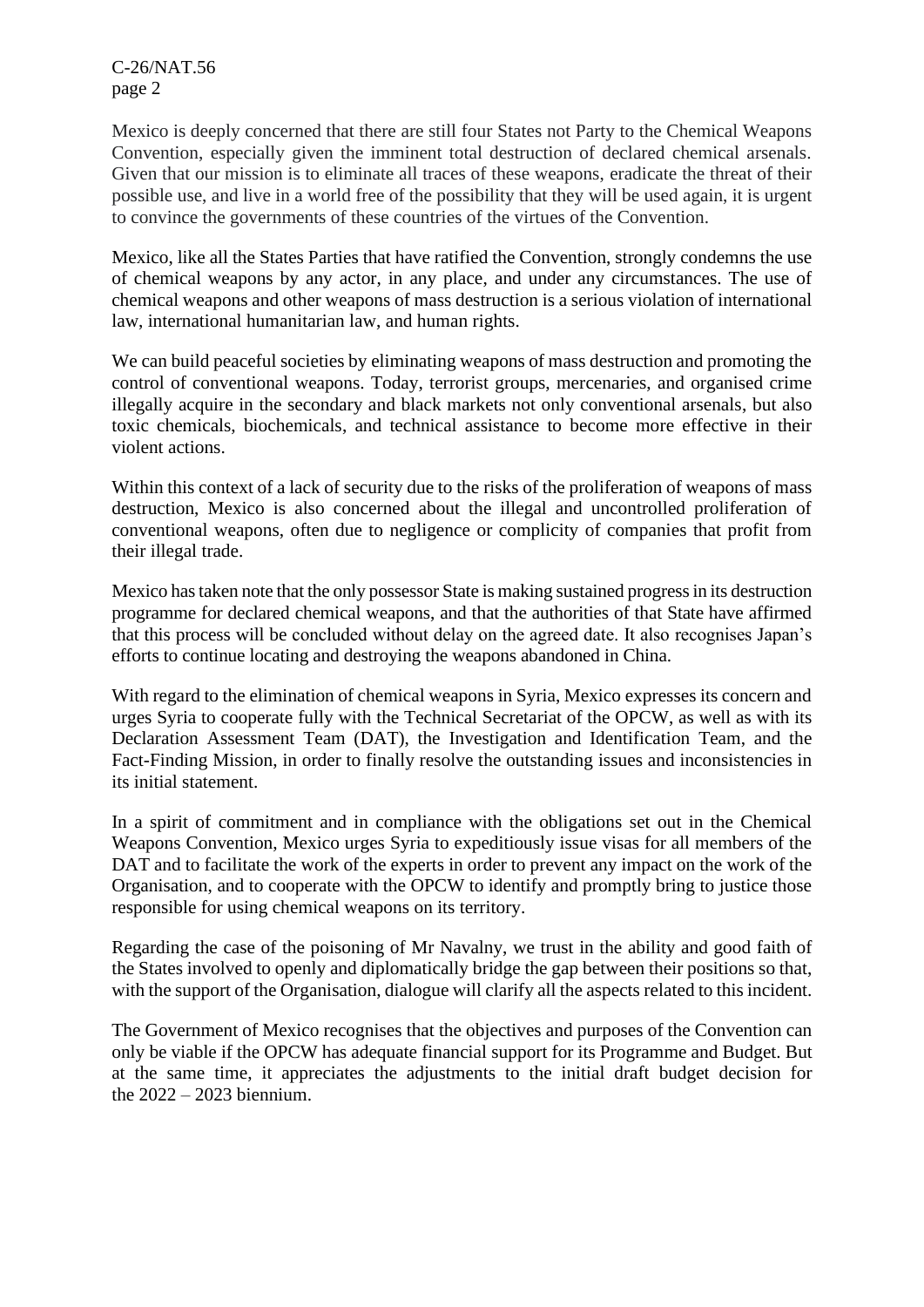Mexico is deeply concerned that there are still four States not Party to the Chemical Weapons Convention, especially given the imminent total destruction of declared chemical arsenals. Given that our mission is to eliminate all traces of these weapons, eradicate the threat of their possible use, and live in a world free of the possibility that they will be used again, it is urgent to convince the governments of these countries of the virtues of the Convention.

Mexico, like all the States Parties that have ratified the Convention, strongly condemns the use of chemical weapons by any actor, in any place, and under any circumstances. The use of chemical weapons and other weapons of mass destruction is a serious violation of international law, international humanitarian law, and human rights.

We can build peaceful societies by eliminating weapons of mass destruction and promoting the control of conventional weapons. Today, terrorist groups, mercenaries, and organised crime illegally acquire in the secondary and black markets not only conventional arsenals, but also toxic chemicals, biochemicals, and technical assistance to become more effective in their violent actions.

Within this context of a lack of security due to the risks of the proliferation of weapons of mass destruction, Mexico is also concerned about the illegal and uncontrolled proliferation of conventional weapons, often due to negligence or complicity of companies that profit from their illegal trade.

Mexico has taken note that the only possessor State is making sustained progress in its destruction programme for declared chemical weapons, and that the authorities of that State have affirmed that this process will be concluded without delay on the agreed date. It also recognises Japan's efforts to continue locating and destroying the weapons abandoned in China.

With regard to the elimination of chemical weapons in Syria, Mexico expresses its concern and urges Syria to cooperate fully with the Technical Secretariat of the OPCW, as well as with its Declaration Assessment Team (DAT), the Investigation and Identification Team, and the Fact-Finding Mission, in order to finally resolve the outstanding issues and inconsistencies in its initial statement.

In a spirit of commitment and in compliance with the obligations set out in the Chemical Weapons Convention, Mexico urges Syria to expeditiously issue visas for all members of the DAT and to facilitate the work of the experts in order to prevent any impact on the work of the Organisation, and to cooperate with the OPCW to identify and promptly bring to justice those responsible for using chemical weapons on its territory.

Regarding the case of the poisoning of Mr Navalny, we trust in the ability and good faith of the States involved to openly and diplomatically bridge the gap between their positions so that, with the support of the Organisation, dialogue will clarify all the aspects related to this incident.

The Government of Mexico recognises that the objectives and purposes of the Convention can only be viable if the OPCW has adequate financial support for its Programme and Budget. But at the same time, it appreciates the adjustments to the initial draft budget decision for the 2022 – 2023 biennium.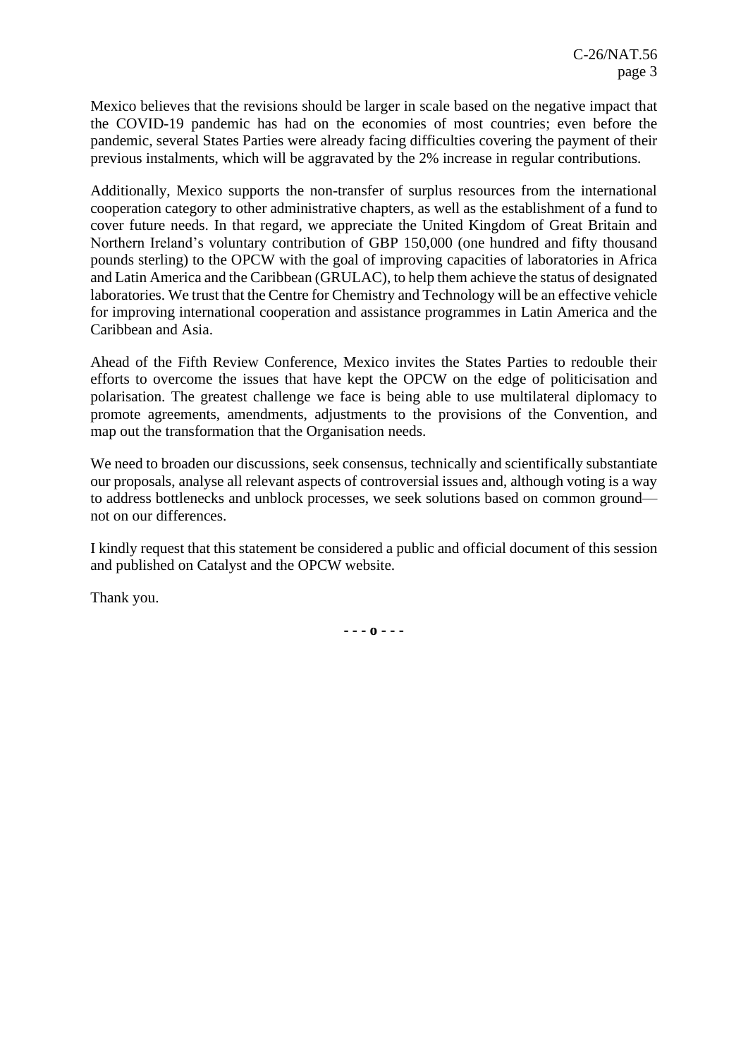Mexico believes that the revisions should be larger in scale based on the negative impact that the COVID-19 pandemic has had on the economies of most countries; even before the pandemic, several States Parties were already facing difficulties covering the payment of their previous instalments, which will be aggravated by the 2% increase in regular contributions.

Additionally, Mexico supports the non-transfer of surplus resources from the international cooperation category to other administrative chapters, as well as the establishment of a fund to cover future needs. In that regard, we appreciate the United Kingdom of Great Britain and Northern Ireland's voluntary contribution of GBP 150,000 (one hundred and fifty thousand pounds sterling) to the OPCW with the goal of improving capacities of laboratories in Africa and Latin America and the Caribbean (GRULAC), to help them achieve the status of designated laboratories. We trust that the Centre for Chemistry and Technology will be an effective vehicle for improving international cooperation and assistance programmes in Latin America and the Caribbean and Asia.

Ahead of the Fifth Review Conference, Mexico invites the States Parties to redouble their efforts to overcome the issues that have kept the OPCW on the edge of politicisation and polarisation. The greatest challenge we face is being able to use multilateral diplomacy to promote agreements, amendments, adjustments to the provisions of the Convention, and map out the transformation that the Organisation needs.

We need to broaden our discussions, seek consensus, technically and scientifically substantiate our proposals, analyse all relevant aspects of controversial issues and, although voting is a way to address bottlenecks and unblock processes, we seek solutions based on common ground—not on our differences.

I kindly request that this statement be considered a public and official document of this session and published on Catalyst and the OPCW website.

Thank you.

**- - - o - - -**